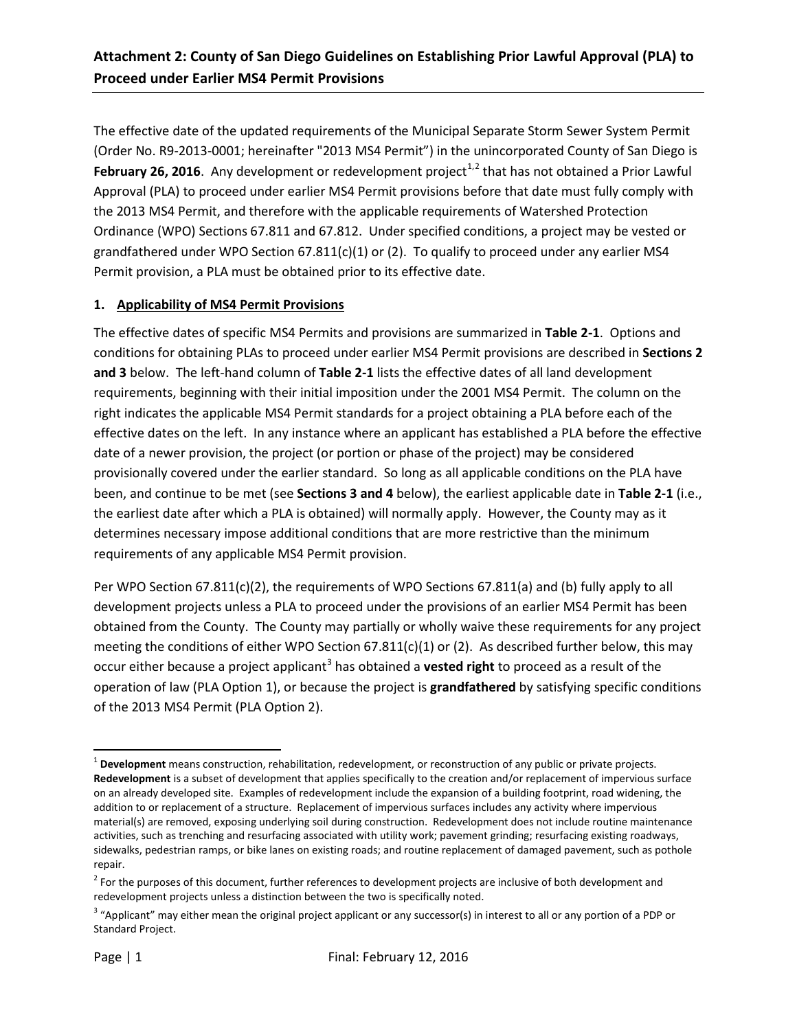# Attachment 2: County of San Diego Guidelines on Establishing Prior Lawful Approval (PLA) to Proceed under Earlier MS4 Permit Provisions

The effective date of the updated requirements of the Municipal Separate Storm Sewer System Permit (Order No. R9-2013-0001; hereinafter "2013 MS4 Permit") in the unincorporated County of San Diego is **February 26, 2016**. Any development or redevelopment project[1,2] that has not obtained a Prior Lawful Approval (PLA) to proceed under earlier MS4 Permit provisions before that date must fully comply with the 2013 MS4 Permit, and therefore with the applicable requirements of Watershed Protection Ordinance (WPO) Sections 67.811 and 67.812. Under specified conditions, a project may be vested or grandfathered under WPO Section 67.811(c)(1) or (2). To qualify to proceed under any earlier MS4 Permit provision, a PLA must be obtained prior to its effective date.

## 1. Applicability of MS4 Permit Provisions

The effective dates of specific MS4 Permits and provisions are summarized in **Table 2-1**. Options and conditions for obtaining PLAs to proceed under earlier MS4 Permit provisions are described in **Sections 2 and 3** below. The left-hand column of **Table 2-1** lists the effective dates of all land development requirements, beginning with their initial imposition under the 2001 MS4 Permit. The column on the right indicates the applicable MS4 Permit standards for a project obtaining a PLA before each of the effective dates on the left. In any instance where an applicant has established a PLA before the effective date of a newer provision, the project (or portion or phase of the project) may be considered provisionally covered under the earlier standard. So long as all applicable conditions on the PLA have been, and continue to be met (see **Sections 3 and 4** below), the earliest applicable date in **Table 2-1** (i.e., the earliest date after which a PLA is obtained) will normally apply. However, the County may as it determines necessary impose additional conditions that are more restrictive than the minimum requirements of any applicable MS4 Permit provision.

Per WPO Section 67.811(c)(2), the requirements of WPO Sections 67.811(a) and (b) fully apply to all development projects unless a PLA to proceed under the provisions of an earlier MS4 Permit has been obtained from the County. The County may partially or wholly waive these requirements for any project meeting the conditions of either WPO Section 67.811(c)(1) or (2). As described further below, this may occur either because a project applicant[3] has obtained a **vested right** to proceed as a result of the operation of law (PLA Option 1), or because the project is **grandfathered** by satisfying specific conditions of the 2013 MS4 Permit (PLA Option 2).

---

[1] **Development** means construction, rehabilitation, redevelopment, or reconstruction of any public or private projects. **Redevelopment** is a subset of development that applies specifically to the creation and/or replacement of impervious surface on an already developed site. Examples of redevelopment include the expansion of a building footprint, road widening, the addition to or replacement of a structure. Replacement of impervious surfaces includes any activity where impervious material(s) are removed, exposing underlying soil during construction. Redevelopment does not include routine maintenance activities, such as trenching and resurfacing associated with utility work; pavement grinding; resurfacing existing roadways, sidewalks, pedestrian ramps, or bike lanes on existing roads; and routine replacement of damaged pavement, such as pothole repair.

[2] For the purposes of this document, further references to development projects are inclusive of both development and redevelopment projects unless a distinction between the two is specifically noted.

[3] "Applicant" may either mean the original project applicant or any successor(s) in interest to all or any portion of a PDP or Standard Project.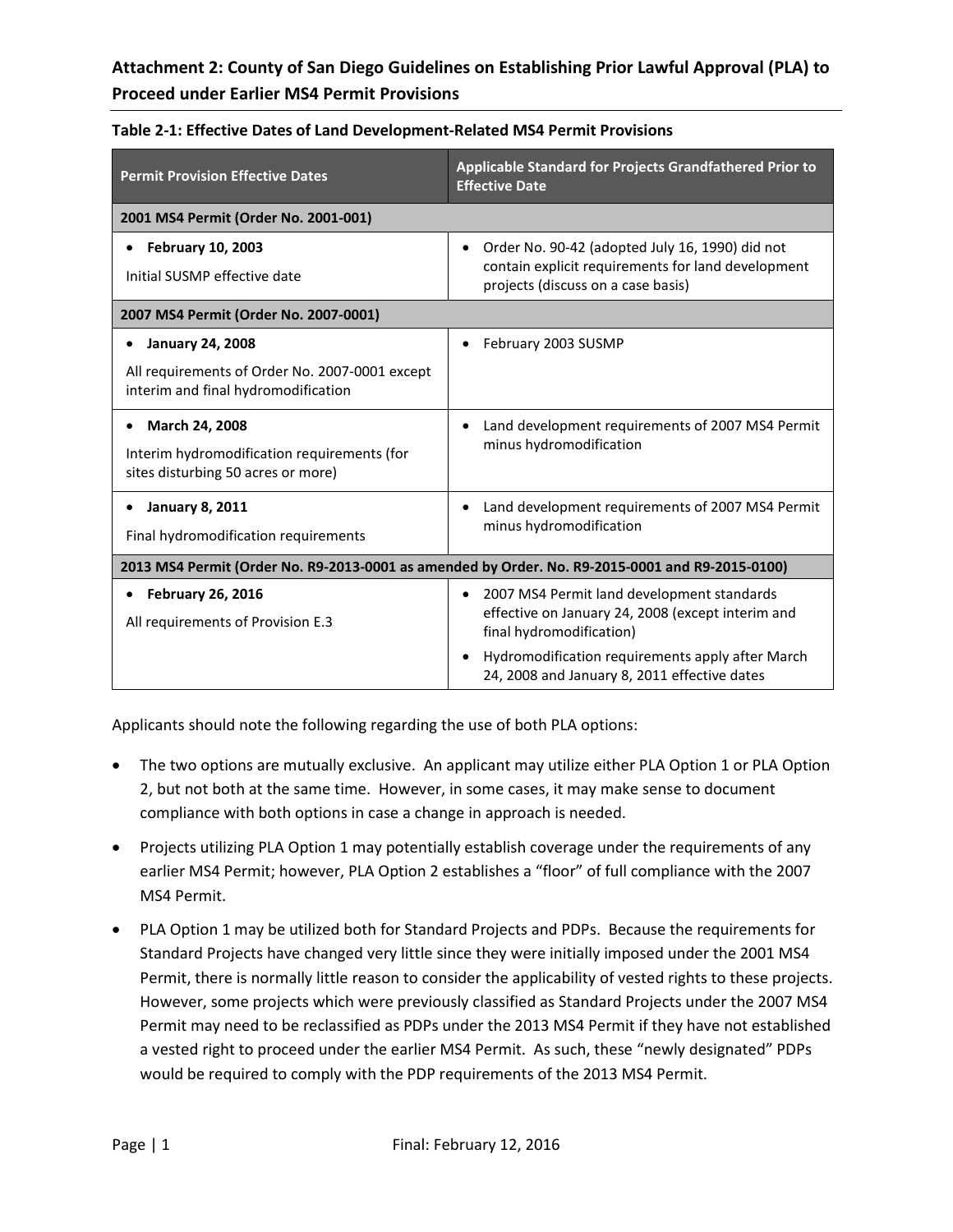## Attachment 2: County of San Diego Guidelines on Establishing Prior Lawful Approval (PLA) to Proceed under Earlier MS4 Permit Provisions

**Table 2-1: Effective Dates of Land Development-Related MS4 Permit Provisions**

| Permit Provision Effective Dates | Applicable Standard for Projects Grandfathered Prior to Effective Date |
|---|---|
| **2001 MS4 Permit (Order No. 2001-001)** | |
| • **February 10, 2003**<br>Initial SUSMP effective date | • Order No. 90-42 (adopted July 16, 1990) did not contain explicit requirements for land development projects (discuss on a case basis) |
| **2007 MS4 Permit (Order No. 2007-0001)** | |
| • **January 24, 2008**<br>All requirements of Order No. 2007-0001 except interim and final hydromodification | • February 2003 SUSMP |
| • **March 24, 2008**<br>Interim hydromodification requirements (for sites disturbing 50 acres or more) | • Land development requirements of 2007 MS4 Permit minus hydromodification |
| • **January 8, 2011**<br>Final hydromodification requirements | • Land development requirements of 2007 MS4 Permit minus hydromodification |
| **2013 MS4 Permit (Order No. R9-2013-0001 as amended by Order. No. R9-2015-0001 and R9-2015-0100)** | |
| • **February 26, 2016**<br>All requirements of Provision E.3 | • 2007 MS4 Permit land development standards effective on January 24, 2008 (except interim and final hydromodification)<br>• Hydromodification requirements apply after March 24, 2008 and January 8, 2011 effective dates |

Applicants should note the following regarding the use of both PLA options:

- The two options are mutually exclusive. An applicant may utilize either PLA Option 1 or PLA Option 2, but not both at the same time. However, in some cases, it may make sense to document compliance with both options in case a change in approach is needed.
- Projects utilizing PLA Option 1 may potentially establish coverage under the requirements of any earlier MS4 Permit; however, PLA Option 2 establishes a "floor" of full compliance with the 2007 MS4 Permit.
- PLA Option 1 may be utilized both for Standard Projects and PDPs. Because the requirements for Standard Projects have changed very little since they were initially imposed under the 2001 MS4 Permit, there is normally little reason to consider the applicability of vested rights to these projects. However, some projects which were previously classified as Standard Projects under the 2007 MS4 Permit may need to be reclassified as PDPs under the 2013 MS4 Permit if they have not established a vested right to proceed under the earlier MS4 Permit. As such, these "newly designated" PDPs would be required to comply with the PDP requirements of the 2013 MS4 Permit.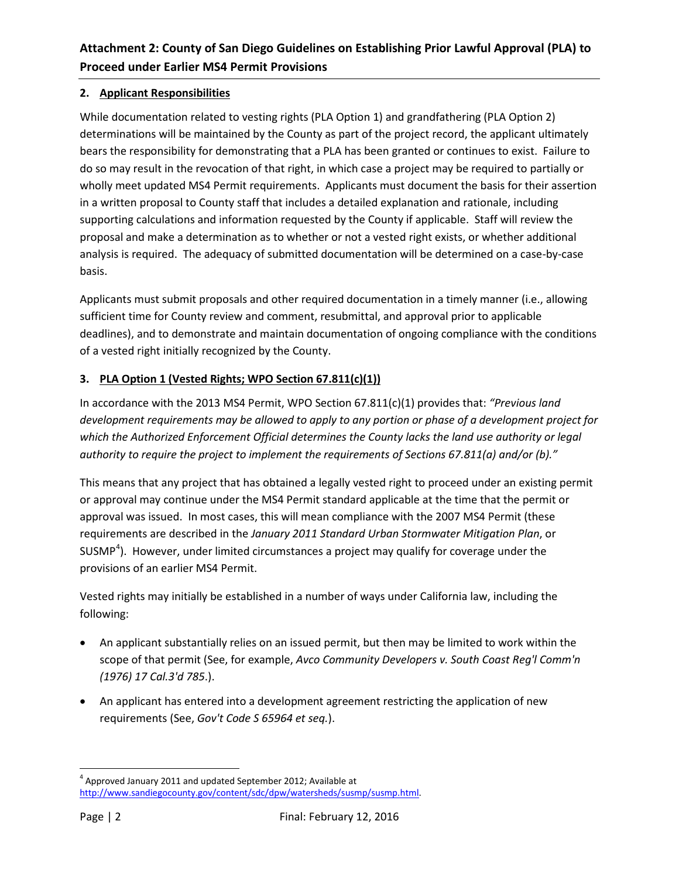## 2. Applicant Responsibilities

While documentation related to vesting rights (PLA Option 1) and grandfathering (PLA Option 2) determinations will be maintained by the County as part of the project record, the applicant ultimately bears the responsibility for demonstrating that a PLA has been granted or continues to exist. Failure to do so may result in the revocation of that right, in which case a project may be required to partially or wholly meet updated MS4 Permit requirements. Applicants must document the basis for their assertion in a written proposal to County staff that includes a detailed explanation and rationale, including supporting calculations and information requested by the County if applicable. Staff will review the proposal and make a determination as to whether or not a vested right exists, or whether additional analysis is required. The adequacy of submitted documentation will be determined on a case-by-case basis.

Applicants must submit proposals and other required documentation in a timely manner (i.e., allowing sufficient time for County review and comment, resubmittal, and approval prior to applicable deadlines), and to demonstrate and maintain documentation of ongoing compliance with the conditions of a vested right initially recognized by the County.

## 3. PLA Option 1 (Vested Rights; WPO Section 67.811(c)(1))

In accordance with the 2013 MS4 Permit, WPO Section 67.811(c)(1) provides that: *"Previous land development requirements may be allowed to apply to any portion or phase of a development project for which the Authorized Enforcement Official determines the County lacks the land use authority or legal authority to require the project to implement the requirements of Sections 67.811(a) and/or (b)."*

This means that any project that has obtained a legally vested right to proceed under an existing permit or approval may continue under the MS4 Permit standard applicable at the time that the permit or approval was issued. In most cases, this will mean compliance with the 2007 MS4 Permit (these requirements are described in the *January 2011 Standard Urban Stormwater Mitigation Plan*, or SUSMP[4]). However, under limited circumstances a project may qualify for coverage under the provisions of an earlier MS4 Permit.

Vested rights may initially be established in a number of ways under California law, including the following:

- An applicant substantially relies on an issued permit, but then may be limited to work within the scope of that permit (See, for example, *Avco Community Developers v. South Coast Reg'l Comm'n (1976) 17 Cal.3'd 785*.).
- An applicant has entered into a development agreement restricting the application of new requirements (See, *Gov't Code S 65964 et seq.*).

[4] Approved January 2011 and updated September 2012; Available at http://www.sandiegocounty.gov/content/sdc/dpw/watersheds/susmp/susmp.html.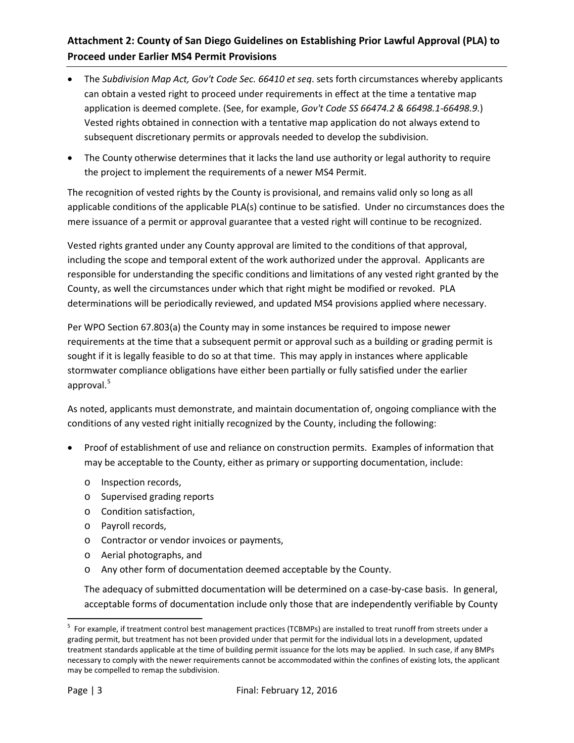## Attachment 2: County of San Diego Guidelines on Establishing Prior Lawful Approval (PLA) to Proceed under Earlier MS4 Permit Provisions

- The *Subdivision Map Act, Gov't Code Sec. 66410 et seq*. sets forth circumstances whereby applicants can obtain a vested right to proceed under requirements in effect at the time a tentative map application is deemed complete. (See, for example, *Gov't Code SS 66474.2 & 66498.1-66498.9.*) Vested rights obtained in connection with a tentative map application do not always extend to subsequent discretionary permits or approvals needed to develop the subdivision.
- The County otherwise determines that it lacks the land use authority or legal authority to require the project to implement the requirements of a newer MS4 Permit.

The recognition of vested rights by the County is provisional, and remains valid only so long as all applicable conditions of the applicable PLA(s) continue to be satisfied. Under no circumstances does the mere issuance of a permit or approval guarantee that a vested right will continue to be recognized.

Vested rights granted under any County approval are limited to the conditions of that approval, including the scope and temporal extent of the work authorized under the approval. Applicants are responsible for understanding the specific conditions and limitations of any vested right granted by the County, as well the circumstances under which that right might be modified or revoked. PLA determinations will be periodically reviewed, and updated MS4 provisions applied where necessary.

Per WPO Section 67.803(a) the County may in some instances be required to impose newer requirements at the time that a subsequent permit or approval such as a building or grading permit is sought if it is legally feasible to do so at that time. This may apply in instances where applicable stormwater compliance obligations have either been partially or fully satisfied under the earlier approval.[5]

As noted, applicants must demonstrate, and maintain documentation of, ongoing compliance with the conditions of any vested right initially recognized by the County, including the following:

- Proof of establishment of use and reliance on construction permits. Examples of information that may be acceptable to the County, either as primary or supporting documentation, include:
  - Inspection records,
  - Supervised grading reports
  - Condition satisfaction,
  - Payroll records,
  - Contractor or vendor invoices or payments,
  - Aerial photographs, and
  - Any other form of documentation deemed acceptable by the County.

  The adequacy of submitted documentation will be determined on a case-by-case basis. In general, acceptable forms of documentation include only those that are independently verifiable by County

[5] For example, if treatment control best management practices (TCBMPs) are installed to treat runoff from streets under a grading permit, but treatment has not been provided under that permit for the individual lots in a development, updated treatment standards applicable at the time of building permit issuance for the lots may be applied. In such case, if any BMPs necessary to comply with the newer requirements cannot be accommodated within the confines of existing lots, the applicant may be compelled to remap the subdivision.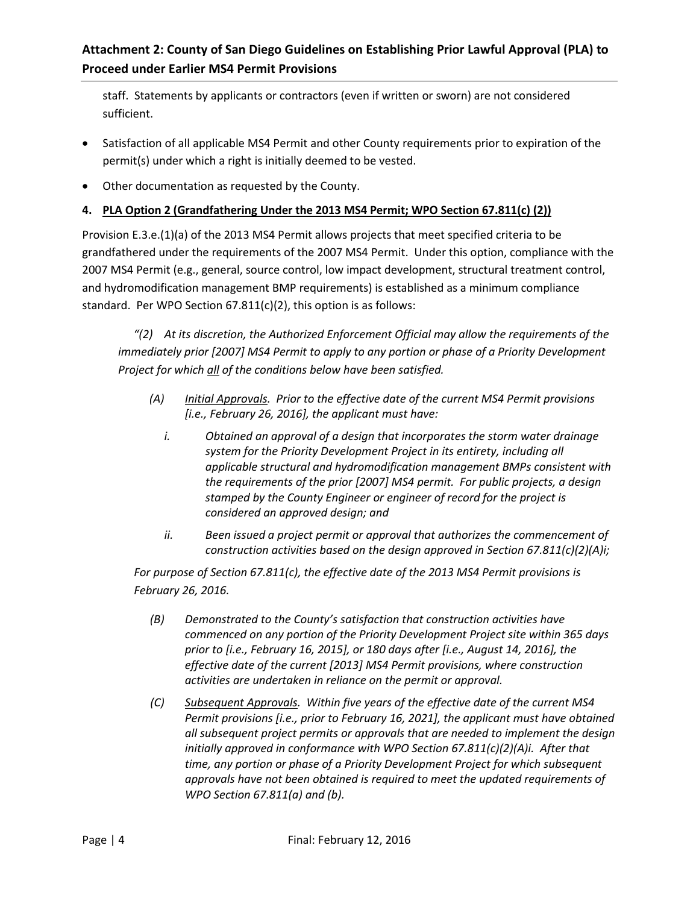staff. Statements by applicants or contractors (even if written or sworn) are not considered sufficient.

- Satisfaction of all applicable MS4 Permit and other County requirements prior to expiration of the permit(s) under which a right is initially deemed to be vested.
- Other documentation as requested by the County.

**4. <u>PLA Option 2 (Grandfathering Under the 2013 MS4 Permit; WPO Section 67.811(c) (2))</u>**

Provision E.3.e.(1)(a) of the 2013 MS4 Permit allows projects that meet specified criteria to be grandfathered under the requirements of the 2007 MS4 Permit. Under this option, compliance with the 2007 MS4 Permit (e.g., general, source control, low impact development, structural treatment control, and hydromodification management BMP requirements) is established as a minimum compliance standard. Per WPO Section 67.811(c)(2), this option is as follows:

*"(2) At its discretion, the Authorized Enforcement Official may allow the requirements of the immediately prior [2007] MS4 Permit to apply to any portion or phase of a Priority Development Project for which <u>all</u> of the conditions below have been satisfied.*

*(A) <u>Initial Approvals</u>. Prior to the effective date of the current MS4 Permit provisions [i.e., February 26, 2016], the applicant must have:*

*i. Obtained an approval of a design that incorporates the storm water drainage system for the Priority Development Project in its entirety, including all applicable structural and hydromodification management BMPs consistent with the requirements of the prior [2007] MS4 permit. For public projects, a design stamped by the County Engineer or engineer of record for the project is considered an approved design; and*

*ii. Been issued a project permit or approval that authorizes the commencement of construction activities based on the design approved in Section 67.811(c)(2)(A)i;*

*For purpose of Section 67.811(c), the effective date of the 2013 MS4 Permit provisions is February 26, 2016.*

*(B) Demonstrated to the County's satisfaction that construction activities have commenced on any portion of the Priority Development Project site within 365 days prior to [i.e., February 16, 2015], or 180 days after [i.e., August 14, 2016], the effective date of the current [2013] MS4 Permit provisions, where construction activities are undertaken in reliance on the permit or approval.*

*(C) <u>Subsequent Approvals</u>. Within five years of the effective date of the current MS4 Permit provisions [i.e., prior to February 16, 2021], the applicant must have obtained all subsequent project permits or approvals that are needed to implement the design initially approved in conformance with WPO Section 67.811(c)(2)(A)i. After that time, any portion or phase of a Priority Development Project for which subsequent approvals have not been obtained is required to meet the updated requirements of WPO Section 67.811(a) and (b).*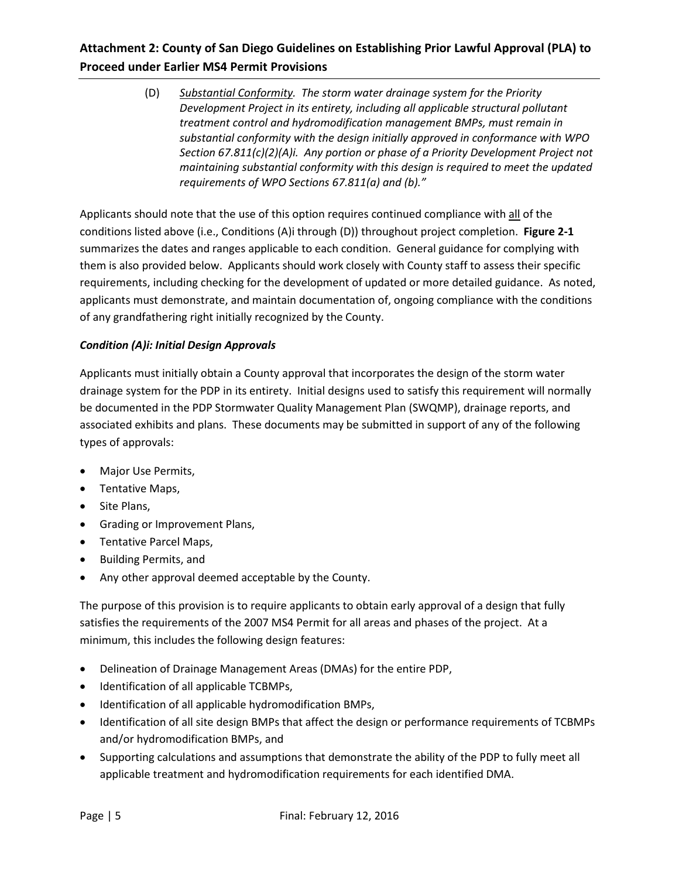(D) *Substantial Conformity. The storm water drainage system for the Priority Development Project in its entirety, including all applicable structural pollutant treatment control and hydromodification management BMPs, must remain in substantial conformity with the design initially approved in conformance with WPO Section 67.811(c)(2)(A)i. Any portion or phase of a Priority Development Project not maintaining substantial conformity with this design is required to meet the updated requirements of WPO Sections 67.811(a) and (b)."*

Applicants should note that the use of this option requires continued compliance with all of the conditions listed above (i.e., Conditions (A)i through (D)) throughout project completion. **Figure 2-1** summarizes the dates and ranges applicable to each condition. General guidance for complying with them is also provided below. Applicants should work closely with County staff to assess their specific requirements, including checking for the development of updated or more detailed guidance. As noted, applicants must demonstrate, and maintain documentation of, ongoing compliance with the conditions of any grandfathering right initially recognized by the County.

***Condition (A)i: Initial Design Approvals***

Applicants must initially obtain a County approval that incorporates the design of the storm water drainage system for the PDP in its entirety. Initial designs used to satisfy this requirement will normally be documented in the PDP Stormwater Quality Management Plan (SWQMP), drainage reports, and associated exhibits and plans. These documents may be submitted in support of any of the following types of approvals:

- Major Use Permits,
- Tentative Maps,
- Site Plans,
- Grading or Improvement Plans,
- Tentative Parcel Maps,
- Building Permits, and
- Any other approval deemed acceptable by the County.

The purpose of this provision is to require applicants to obtain early approval of a design that fully satisfies the requirements of the 2007 MS4 Permit for all areas and phases of the project. At a minimum, this includes the following design features:

- Delineation of Drainage Management Areas (DMAs) for the entire PDP,
- Identification of all applicable TCBMPs,
- Identification of all applicable hydromodification BMPs,
- Identification of all site design BMPs that affect the design or performance requirements of TCBMPs and/or hydromodification BMPs, and
- Supporting calculations and assumptions that demonstrate the ability of the PDP to fully meet all applicable treatment and hydromodification requirements for each identified DMA.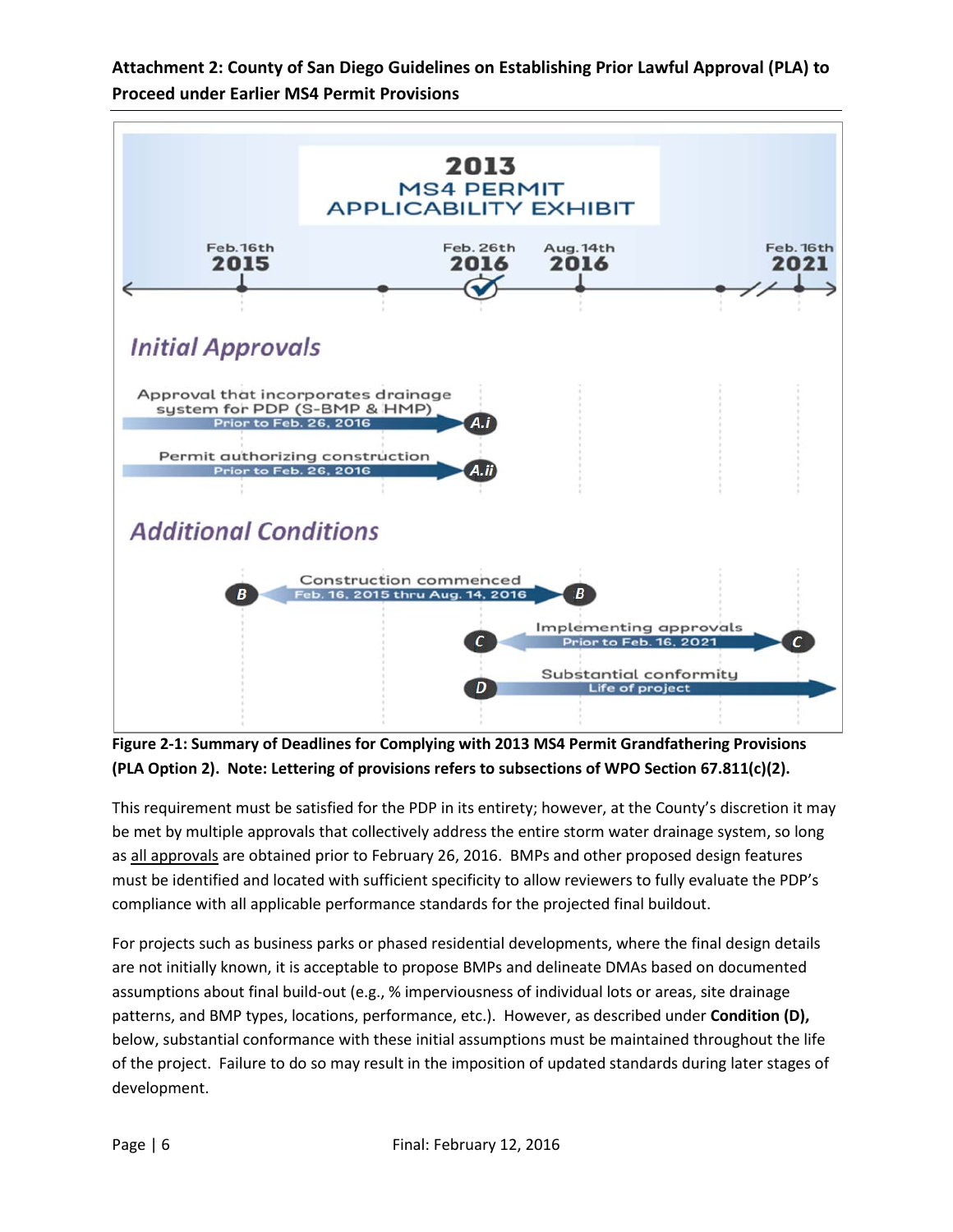**Attachment 2: County of San Diego Guidelines on Establishing Prior Lawful Approval (PLA) to Proceed under Earlier MS4 Permit Provisions**

2013 MS4 PERMIT APPLICABILITY EXHIBIT

Feb. 16th 2015 — Feb. 26th 2016 — Aug. 14th 2016 — Feb. 16th 2021

*Initial Approvals*

- Approval that incorporates drainage system for PDP (S-BMP & HMP) — Prior to Feb. 26, 2016 (A.i)
- Permit authorizing construction — Prior to Feb. 26, 2016 (A.ii)

*Additional Conditions*

- (B) Construction commenced — Feb. 16, 2015 thru Aug. 14, 2016 (B)
- (C) Implementing approvals — Prior to Feb. 16, 2021 (C)
- (D) Substantial conformity — Life of project

**Figure 2-1: Summary of Deadlines for Complying with 2013 MS4 Permit Grandfathering Provisions (PLA Option 2). Note: Lettering of provisions refers to subsections of WPO Section 67.811(c)(2).**

This requirement must be satisfied for the PDP in its entirety; however, at the County's discretion it may be met by multiple approvals that collectively address the entire storm water drainage system, so long as all approvals are obtained prior to February 26, 2016. BMPs and other proposed design features must be identified and located with sufficient specificity to allow reviewers to fully evaluate the PDP's compliance with all applicable performance standards for the projected final buildout.

For projects such as business parks or phased residential developments, where the final design details are not initially known, it is acceptable to propose BMPs and delineate DMAs based on documented assumptions about final build-out (e.g., % imperviousness of individual lots or areas, site drainage patterns, and BMP types, locations, performance, etc.). However, as described under **Condition (D),** below, substantial conformance with these initial assumptions must be maintained throughout the life of the project. Failure to do so may result in the imposition of updated standards during later stages of development.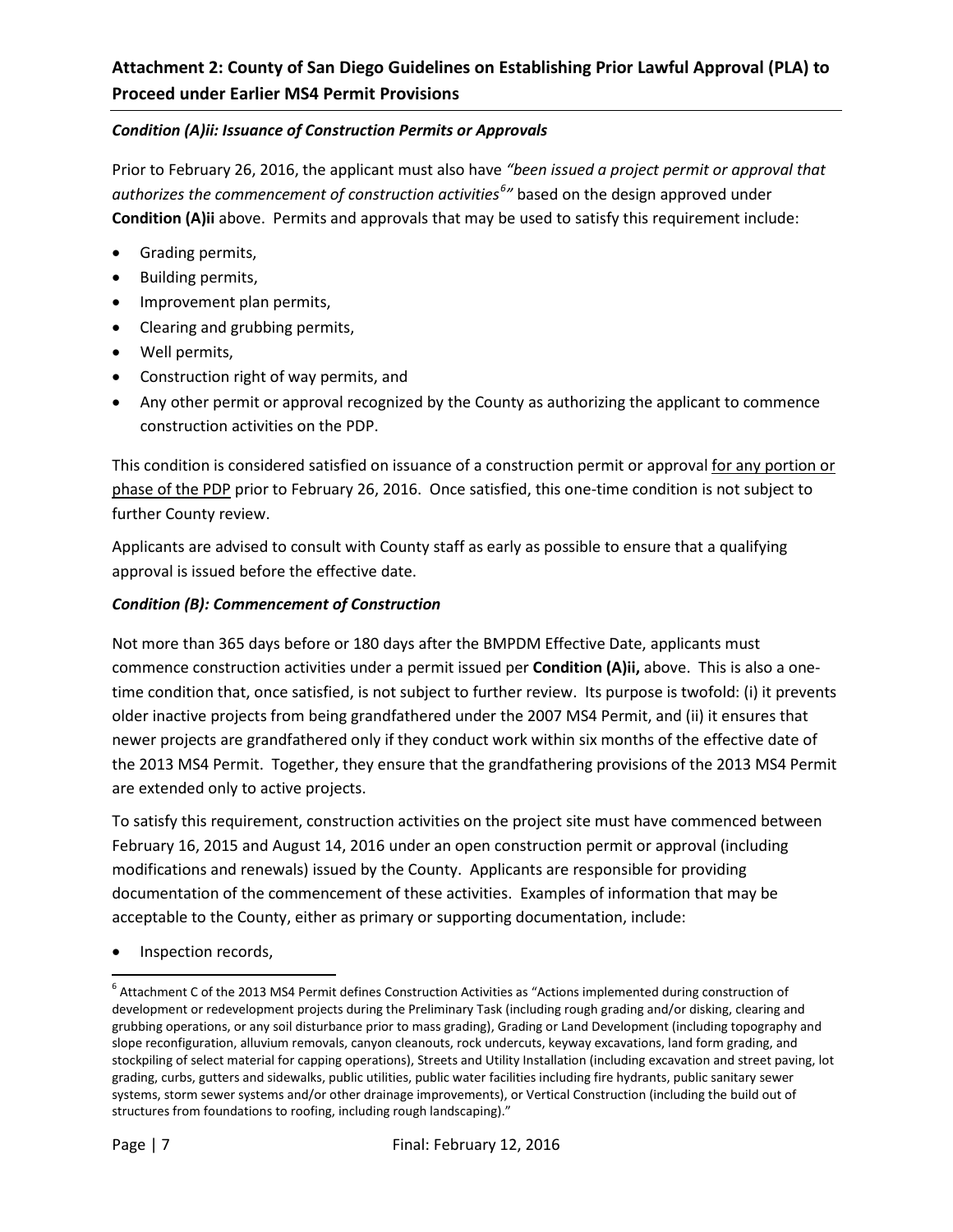### *Condition (A)ii: Issuance of Construction Permits or Approvals*

Prior to February 26, 2016, the applicant must also have *"been issued a project permit or approval that authorizes the commencement of construction activities[6]"* based on the design approved under **Condition (A)ii** above. Permits and approvals that may be used to satisfy this requirement include:

- Grading permits,
- Building permits,
- Improvement plan permits,
- Clearing and grubbing permits,
- Well permits,
- Construction right of way permits, and
- Any other permit or approval recognized by the County as authorizing the applicant to commence construction activities on the PDP.

This condition is considered satisfied on issuance of a construction permit or approval <u>for any portion or phase of the PDP</u> prior to February 26, 2016. Once satisfied, this one-time condition is not subject to further County review.

Applicants are advised to consult with County staff as early as possible to ensure that a qualifying approval is issued before the effective date.

### *Condition (B): Commencement of Construction*

Not more than 365 days before or 180 days after the BMPDM Effective Date, applicants must commence construction activities under a permit issued per **Condition (A)ii,** above. This is also a one-time condition that, once satisfied, is not subject to further review. Its purpose is twofold: (i) it prevents older inactive projects from being grandfathered under the 2007 MS4 Permit, and (ii) it ensures that newer projects are grandfathered only if they conduct work within six months of the effective date of the 2013 MS4 Permit. Together, they ensure that the grandfathering provisions of the 2013 MS4 Permit are extended only to active projects.

To satisfy this requirement, construction activities on the project site must have commenced between February 16, 2015 and August 14, 2016 under an open construction permit or approval (including modifications and renewals) issued by the County. Applicants are responsible for providing documentation of the commencement of these activities. Examples of information that may be acceptable to the County, either as primary or supporting documentation, include:

- Inspection records,

---

[6] Attachment C of the 2013 MS4 Permit defines Construction Activities as "Actions implemented during construction of development or redevelopment projects during the Preliminary Task (including rough grading and/or disking, clearing and grubbing operations, or any soil disturbance prior to mass grading), Grading or Land Development (including topography and slope reconfiguration, alluvium removals, canyon cleanouts, rock undercuts, keyway excavations, land form grading, and stockpiling of select material for capping operations), Streets and Utility Installation (including excavation and street paving, lot grading, curbs, gutters and sidewalks, public utilities, public water facilities including fire hydrants, public sanitary sewer systems, storm sewer systems and/or other drainage improvements), or Vertical Construction (including the build out of structures from foundations to roofing, including rough landscaping)."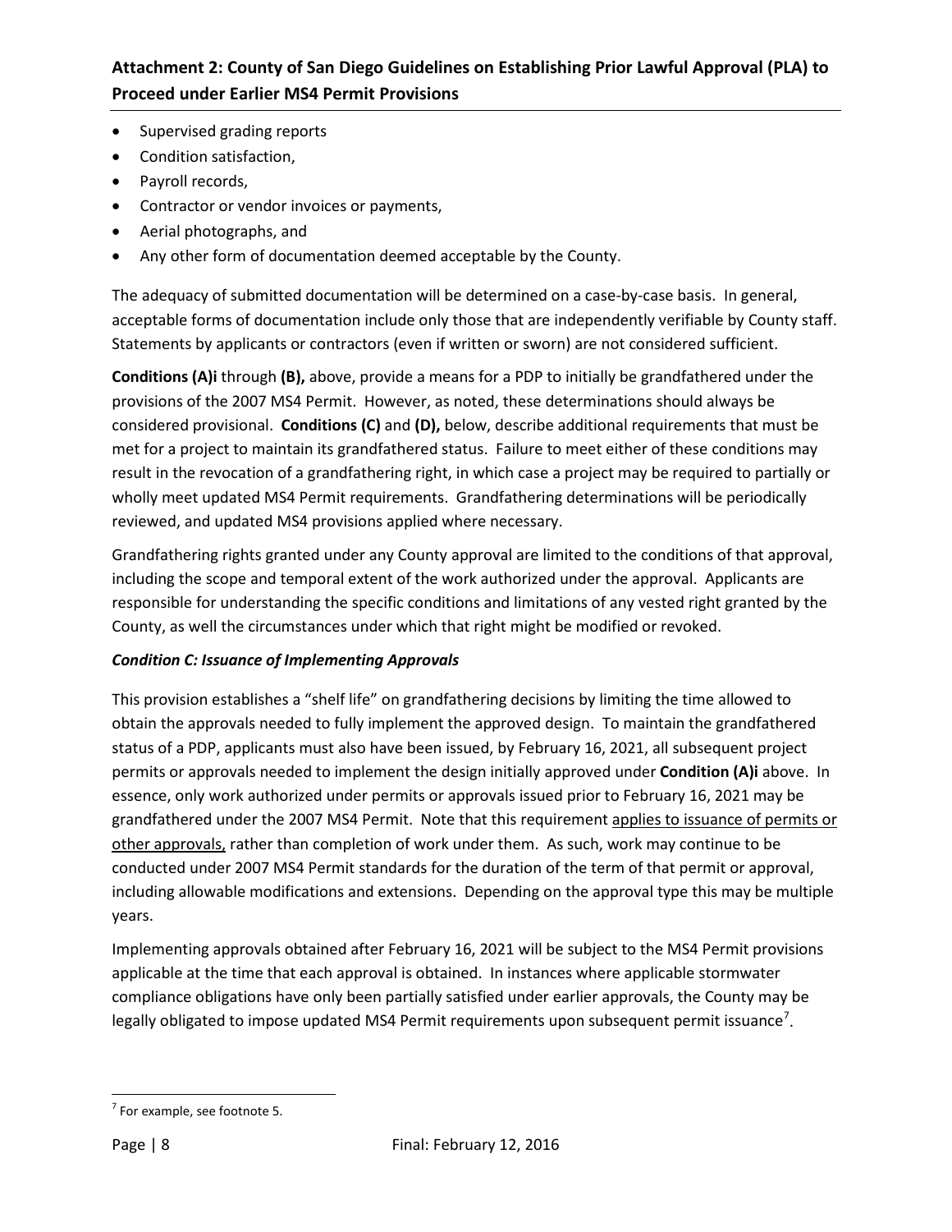- Supervised grading reports
- Condition satisfaction,
- Payroll records,
- Contractor or vendor invoices or payments,
- Aerial photographs, and
- Any other form of documentation deemed acceptable by the County.

The adequacy of submitted documentation will be determined on a case-by-case basis. In general, acceptable forms of documentation include only those that are independently verifiable by County staff. Statements by applicants or contractors (even if written or sworn) are not considered sufficient.

**Conditions (A)i** through **(B),** above, provide a means for a PDP to initially be grandfathered under the provisions of the 2007 MS4 Permit. However, as noted, these determinations should always be considered provisional. **Conditions (C)** and **(D),** below, describe additional requirements that must be met for a project to maintain its grandfathered status. Failure to meet either of these conditions may result in the revocation of a grandfathering right, in which case a project may be required to partially or wholly meet updated MS4 Permit requirements. Grandfathering determinations will be periodically reviewed, and updated MS4 provisions applied where necessary.

Grandfathering rights granted under any County approval are limited to the conditions of that approval, including the scope and temporal extent of the work authorized under the approval. Applicants are responsible for understanding the specific conditions and limitations of any vested right granted by the County, as well the circumstances under which that right might be modified or revoked.

***Condition C: Issuance of Implementing Approvals***

This provision establishes a "shelf life" on grandfathering decisions by limiting the time allowed to obtain the approvals needed to fully implement the approved design. To maintain the grandfathered status of a PDP, applicants must also have been issued, by February 16, 2021, all subsequent project permits or approvals needed to implement the design initially approved under **Condition (A)i** above. In essence, only work authorized under permits or approvals issued prior to February 16, 2021 may be grandfathered under the 2007 MS4 Permit. Note that this requirement applies to issuance of permits or other approvals, rather than completion of work under them. As such, work may continue to be conducted under 2007 MS4 Permit standards for the duration of the term of that permit or approval, including allowable modifications and extensions. Depending on the approval type this may be multiple years.

Implementing approvals obtained after February 16, 2021 will be subject to the MS4 Permit provisions applicable at the time that each approval is obtained. In instances where applicable stormwater compliance obligations have only been partially satisfied under earlier approvals, the County may be legally obligated to impose updated MS4 Permit requirements upon subsequent permit issuance[7].

[7] For example, see footnote 5.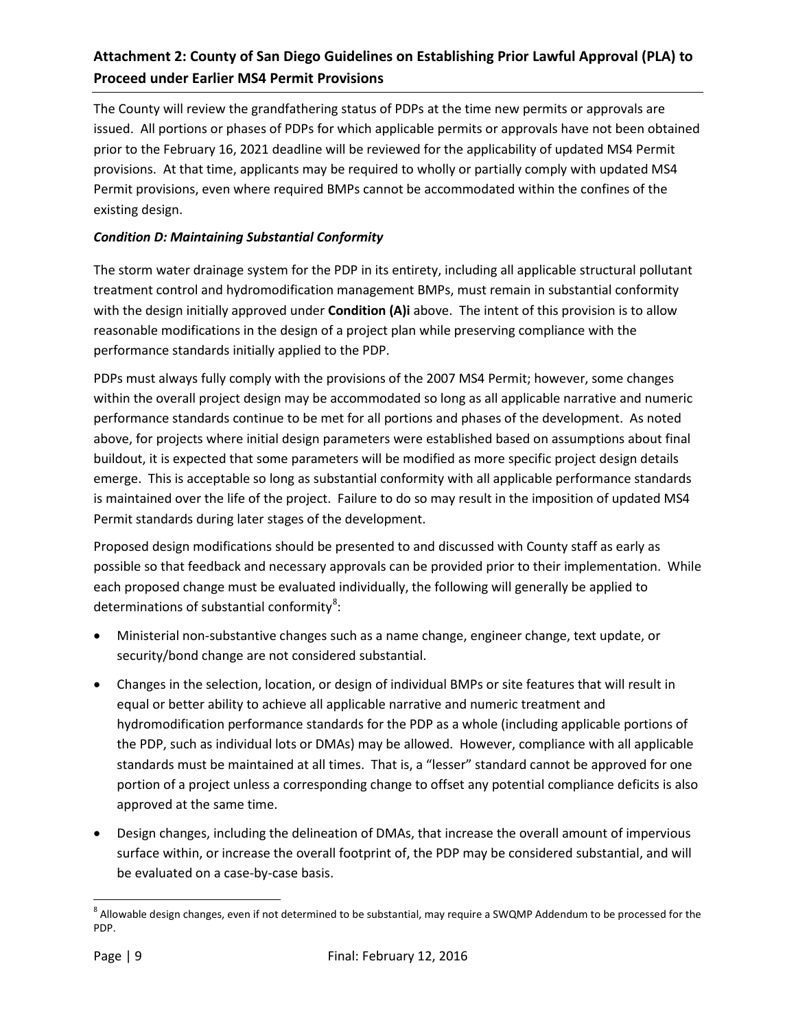The County will review the grandfathering status of PDPs at the time new permits or approvals are issued. All portions or phases of PDPs for which applicable permits or approvals have not been obtained prior to the February 16, 2021 deadline will be reviewed for the applicability of updated MS4 Permit provisions. At that time, applicants may be required to wholly or partially comply with updated MS4 Permit provisions, even where required BMPs cannot be accommodated within the confines of the existing design.

### *Condition D: Maintaining Substantial Conformity*

The storm water drainage system for the PDP in its entirety, including all applicable structural pollutant treatment control and hydromodification management BMPs, must remain in substantial conformity with the design initially approved under **Condition (A)i** above. The intent of this provision is to allow reasonable modifications in the design of a project plan while preserving compliance with the performance standards initially applied to the PDP.

PDPs must always fully comply with the provisions of the 2007 MS4 Permit; however, some changes within the overall project design may be accommodated so long as all applicable narrative and numeric performance standards continue to be met for all portions and phases of the development. As noted above, for projects where initial design parameters were established based on assumptions about final buildout, it is expected that some parameters will be modified as more specific project design details emerge. This is acceptable so long as substantial conformity with all applicable performance standards is maintained over the life of the project. Failure to do so may result in the imposition of updated MS4 Permit standards during later stages of the development.

Proposed design modifications should be presented to and discussed with County staff as early as possible so that feedback and necessary approvals can be provided prior to their implementation. While each proposed change must be evaluated individually, the following will generally be applied to determinations of substantial conformity[8]:

- Ministerial non-substantive changes such as a name change, engineer change, text update, or security/bond change are not considered substantial.
- Changes in the selection, location, or design of individual BMPs or site features that will result in equal or better ability to achieve all applicable narrative and numeric treatment and hydromodification performance standards for the PDP as a whole (including applicable portions of the PDP, such as individual lots or DMAs) may be allowed. However, compliance with all applicable standards must be maintained at all times. That is, a "lesser" standard cannot be approved for one portion of a project unless a corresponding change to offset any potential compliance deficits is also approved at the same time.
- Design changes, including the delineation of DMAs, that increase the overall amount of impervious surface within, or increase the overall footprint of, the PDP may be considered substantial, and will be evaluated on a case-by-case basis.

[8] Allowable design changes, even if not determined to be substantial, may require a SWQMP Addendum to be processed for the PDP.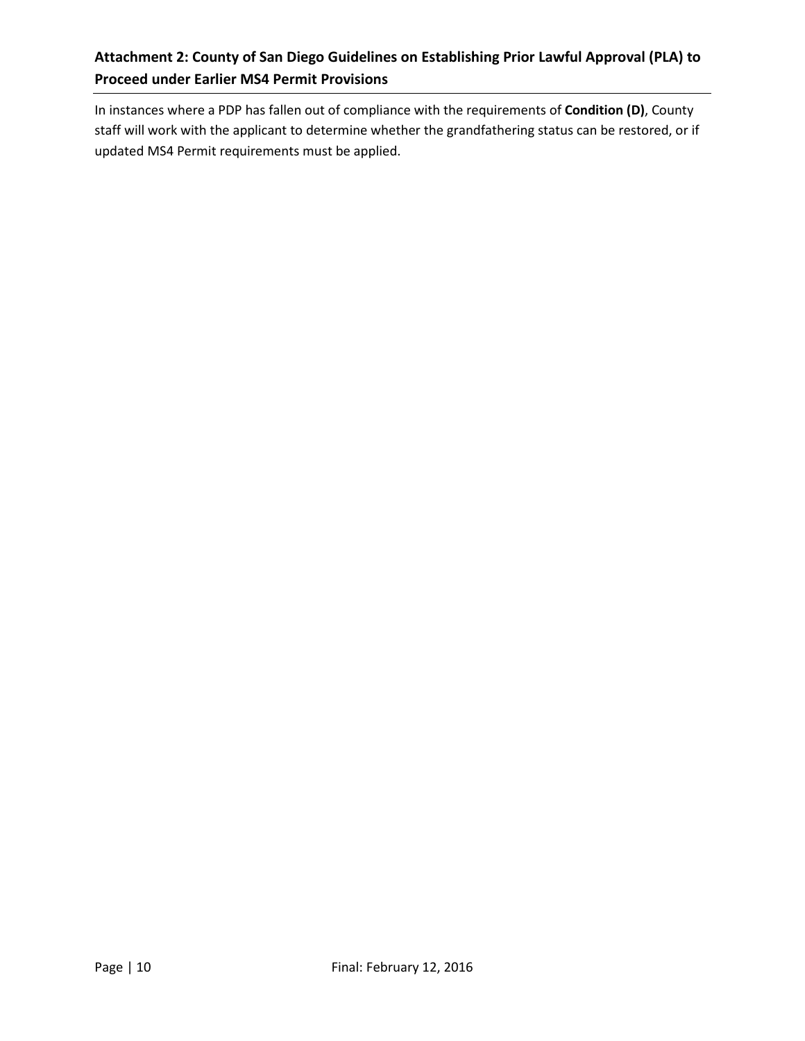## Attachment 2: County of San Diego Guidelines on Establishing Prior Lawful Approval (PLA) to Proceed under Earlier MS4 Permit Provisions

In instances where a PDP has fallen out of compliance with the requirements of **Condition (D)**, County staff will work with the applicant to determine whether the grandfathering status can be restored, or if updated MS4 Permit requirements must be applied.